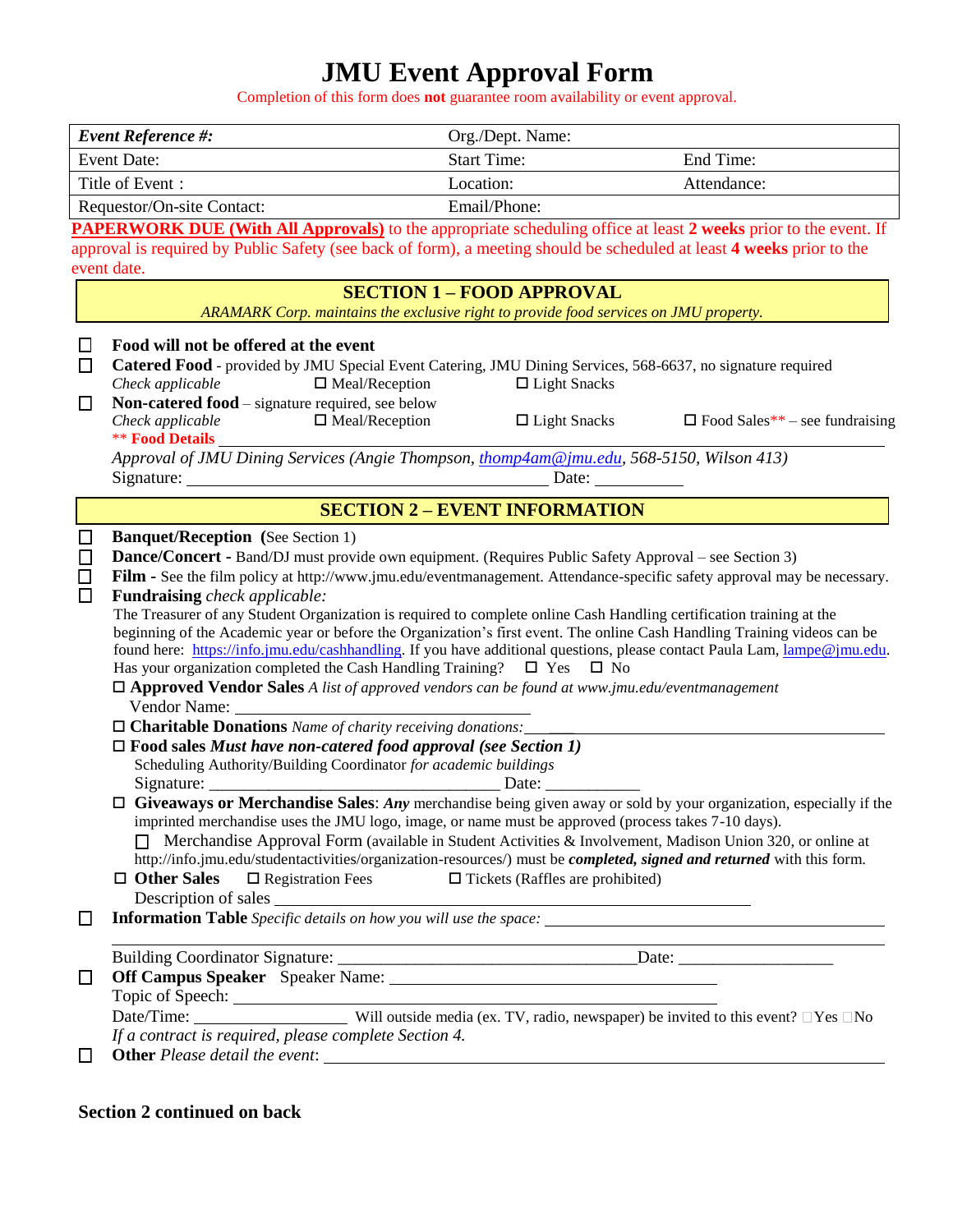# JMU Event Approval Form

Completion of this form does **not** guarantee room availability or event approval.

| ***Event Reference #:*** | Org./Dept. Name: | |
|---|---|---|
| Event Date: | Start Time: | End Time: |
| Title of Event : | Location: | Attendance: |
| Requestor/On-site Contact: | Email/Phone: | |

**PAPERWORK DUE (With All Approvals)** to the appropriate scheduling office at least **2 weeks** prior to the event. If approval is required by Public Safety (see back of form), a meeting should be scheduled at least **4 weeks** prior to the event date.

## SECTION 1 – FOOD APPROVAL

*ARAMARK Corp. maintains the exclusive right to provide food services on JMU property.*

☐ **Food will not be offered at the event**

☐ **Catered Food** - provided by JMU Special Event Catering, JMU Dining Services, 568-6637, no signature required
*Check applicable* ☐ Meal/Reception ☐ Light Snacks

☐ **Non-catered food** – signature required, see below
*Check applicable* ☐ Meal/Reception ☐ Light Snacks ☐ Food Sales** – see fundraising
**\*\* Food Details** ________________________________________________
*Approval of JMU Dining Services (Angie Thompson, thomp4am@jmu.edu, 568-5150, Wilson 413)*
Signature: ______________________________ Date: __________

## SECTION 2 – EVENT INFORMATION

☐ **Banquet/Reception** (See Section 1)

☐ **Dance/Concert -** Band/DJ must provide own equipment. (Requires Public Safety Approval – see Section 3)

☐ **Film -** See the film policy at http://www.jmu.edu/eventmanagement. Attendance-specific safety approval may be necessary.

☐ **Fundraising** *check applicable:*
The Treasurer of any Student Organization is required to complete online Cash Handling certification training at the beginning of the Academic year or before the Organization's first event. The online Cash Handling Training videos can be found here: https://info.jmu.edu/cashhandling. If you have additional questions, please contact Paula Lam, lampe@jmu.edu.
Has your organization completed the Cash Handling Training? ☐ Yes ☐ No

☐ **Approved Vendor Sales** *A list of approved vendors can be found at www.jmu.edu/eventmanagement*
Vendor Name: ______________________________

☐ **Charitable Donations** *Name of charity receiving donations:* ______________________________

☐ **Food sales** ***Must have non-catered food approval (see Section 1)***
Scheduling Authority/Building Coordinator *for academic buildings*
Signature: ______________________________ Date: __________

☐ **Giveaways or Merchandise Sales**: ***Any*** merchandise being given away or sold by your organization, especially if the imprinted merchandise uses the JMU logo, image, or name must be approved (process takes 7-10 days).
☐ Merchandise Approval Form (available in Student Activities & Involvement, Madison Union 320, or online at http://info.jmu.edu/studentactivities/organization-resources/) must be ***completed, signed and returned*** with this form.

☐ **Other Sales** ☐ Registration Fees ☐ Tickets (Raffles are prohibited)
Description of sales ______________________________

☐ **Information Table** *Specific details on how you will use the space:* ______________________________
______________________________________________________________
Building Coordinator Signature: ______________________________ Date: __________________

☐ **Off Campus Speaker** Speaker Name: ______________________________
Topic of Speech: ______________________________
Date/Time: ________________ Will outside media (ex. TV, radio, newspaper) be invited to this event? ☐Yes ☐No
*If a contract is required, please complete Section 4.*

☐ **Other** *Please detail the event*: ______________________________

**Section 2 continued on back**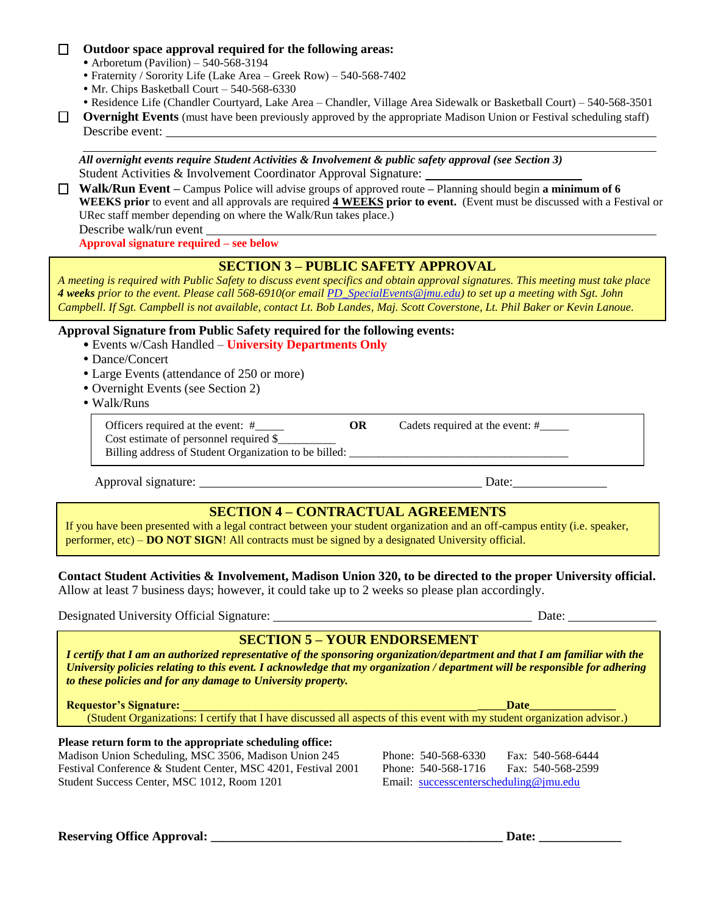☐ **Outdoor space approval required for the following areas:**

- Arboretum (Pavilion) – 540-568-3194
- Fraternity / Sorority Life (Lake Area – Greek Row) – 540-568-7402
- Mr. Chips Basketball Court – 540-568-6330
- Residence Life (Chandler Courtyard, Lake Area – Chandler, Village Area Sidewalk or Basketball Court) – 540-568-3501

☐ **Overnight Events** (must have been previously approved by the appropriate Madison Union or Festival scheduling staff)

Describe event: ______________________________________________________________________________

______________________________________________________________________________

***All overnight events require Student Activities & Involvement & public safety approval (see Section 3)***

Student Activities & Involvement Coordinator Approval Signature: ____________________

☐ **Walk/Run Event –** Campus Police will advise groups of approved route **–** Planning should begin **a minimum of 6 WEEKS prior** to event and all approvals are required **4 WEEKS prior to event.** (Event must be discussed with a Festival or URec staff member depending on where the Walk/Run takes place.)

Describe walk/run event ______________________________________________________________________

**Approval signature required – see below**

## SECTION 3 – PUBLIC SAFETY APPROVAL

*A meeting is required with Public Safety to discuss event specifics and obtain approval signatures. This meeting must take place **4 weeks** prior to the event. Please call 568-6910(or email PD_SpecialEvents@jmu.edu) to set up a meeting with Sgt. John Campbell. If Sgt. Campbell is not available, contact Lt. Bob Landes, Maj. Scott Coverstone, Lt. Phil Baker or Kevin Lanoue.*

**Approval Signature from Public Safety required for the following events:**

- Events w/Cash Handled – **University Departments Only**
- Dance/Concert
- Large Events (attendance of 250 or more)
- Overnight Events (see Section 2)
- Walk/Runs

Officers required at the event: #_____ **OR** Cadets required at the event: #_____

Cost estimate of personnel required $__________

Billing address of Student Organization to be billed: ______________________________________

Approval signature: ______________________________________________ Date:_______________

## SECTION 4 – CONTRACTUAL AGREEMENTS

If you have been presented with a legal contract between your student organization and an off-campus entity (i.e. speaker, performer, etc) – **DO NOT SIGN**! All contracts must be signed by a designated University official.

**Contact Student Activities & Involvement, Madison Union 320, to be directed to the proper University official.**
Allow at least 7 business days; however, it could take up to 2 weeks so please plan accordingly.

Designated University Official Signature: ________________________________________ Date: ______________

## SECTION 5 – YOUR ENDORSEMENT

***I certify that I am an authorized representative of the sponsoring organization/department and that I am familiar with the University policies relating to this event. I acknowledge that my organization / department will be responsible for adhering to these policies and for any damage to University property.***

**Requestor's Signature: _______________________________________________________Date_______________**

(Student Organizations: I certify that I have discussed all aspects of this event with my student organization advisor.)

**Please return form to the appropriate scheduling office:**

Madison Union Scheduling, MSC 3506, Madison Union 245 — Phone: 540-568-6330 Fax: 540-568-6444

Festival Conference & Student Center, MSC 4201, Festival 2001 — Phone: 540-568-1716 Fax: 540-568-2599

Student Success Center, MSC 1012, Room 1201 — Email: successcenterscheduling@jmu.edu

**Reserving Office Approval: ______________________________________________ Date: _____________**